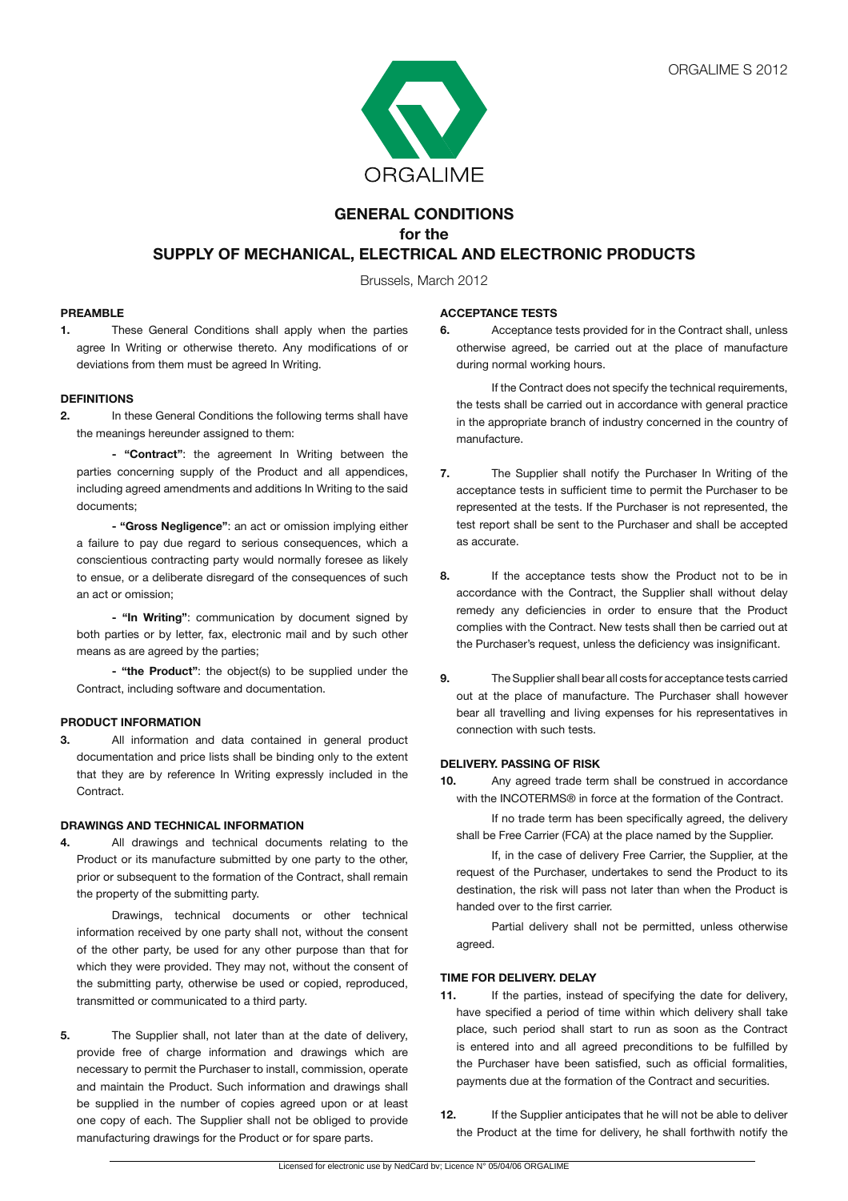ORGALIME S 2012

ORGALIME

# GENERAL CONDITIONS
# for the
# SUPPLY OF MECHANICAL, ELECTRICAL AND ELECTRONIC PRODUCTS

Brussels, March 2012

## PREAMBLE

**1.** These General Conditions shall apply when the parties agree In Writing or otherwise thereto. Any modifications of or deviations from them must be agreed In Writing.

## DEFINITIONS

**2.** In these General Conditions the following terms shall have the meanings hereunder assigned to them:

- **"Contract"**: the agreement In Writing between the parties concerning supply of the Product and all appendices, including agreed amendments and additions In Writing to the said documents;

- **"Gross Negligence"**: an act or omission implying either a failure to pay due regard to serious consequences, which a conscientious contracting party would normally foresee as likely to ensue, or a deliberate disregard of the consequences of such an act or omission;

- **"In Writing"**: communication by document signed by both parties or by letter, fax, electronic mail and by such other means as are agreed by the parties;

- **"the Product"**: the object(s) to be supplied under the Contract, including software and documentation.

## PRODUCT INFORMATION

**3.** All information and data contained in general product documentation and price lists shall be binding only to the extent that they are by reference In Writing expressly included in the Contract.

## DRAWINGS AND TECHNICAL INFORMATION

**4.** All drawings and technical documents relating to the Product or its manufacture submitted by one party to the other, prior or subsequent to the formation of the Contract, shall remain the property of the submitting party.

Drawings, technical documents or other technical information received by one party shall not, without the consent of the other party, be used for any other purpose than that for which they were provided. They may not, without the consent of the submitting party, otherwise be used or copied, reproduced, transmitted or communicated to a third party.

**5.** The Supplier shall, not later than at the date of delivery, provide free of charge information and drawings which are necessary to permit the Purchaser to install, commission, operate and maintain the Product. Such information and drawings shall be supplied in the number of copies agreed upon or at least one copy of each. The Supplier shall not be obliged to provide manufacturing drawings for the Product or for spare parts.

## ACCEPTANCE TESTS

**6.** Acceptance tests provided for in the Contract shall, unless otherwise agreed, be carried out at the place of manufacture during normal working hours.

If the Contract does not specify the technical requirements, the tests shall be carried out in accordance with general practice in the appropriate branch of industry concerned in the country of manufacture.

**7.** The Supplier shall notify the Purchaser In Writing of the acceptance tests in sufficient time to permit the Purchaser to be represented at the tests. If the Purchaser is not represented, the test report shall be sent to the Purchaser and shall be accepted as accurate.

**8.** If the acceptance tests show the Product not to be in accordance with the Contract, the Supplier shall without delay remedy any deficiencies in order to ensure that the Product complies with the Contract. New tests shall then be carried out at the Purchaser's request, unless the deficiency was insignificant.

**9.** The Supplier shall bear all costs for acceptance tests carried out at the place of manufacture. The Purchaser shall however bear all travelling and living expenses for his representatives in connection with such tests.

## DELIVERY. PASSING OF RISK

**10.** Any agreed trade term shall be construed in accordance with the INCOTERMS® in force at the formation of the Contract.

If no trade term has been specifically agreed, the delivery shall be Free Carrier (FCA) at the place named by the Supplier.

If, in the case of delivery Free Carrier, the Supplier, at the request of the Purchaser, undertakes to send the Product to its destination, the risk will pass not later than when the Product is handed over to the first carrier.

Partial delivery shall not be permitted, unless otherwise agreed.

## TIME FOR DELIVERY. DELAY

**11.** If the parties, instead of specifying the date for delivery, have specified a period of time within which delivery shall take place, such period shall start to run as soon as the Contract is entered into and all agreed preconditions to be fulfilled by the Purchaser have been satisfied, such as official formalities, payments due at the formation of the Contract and securities.

**12.** If the Supplier anticipates that he will not be able to deliver the Product at the time for delivery, he shall forthwith notify the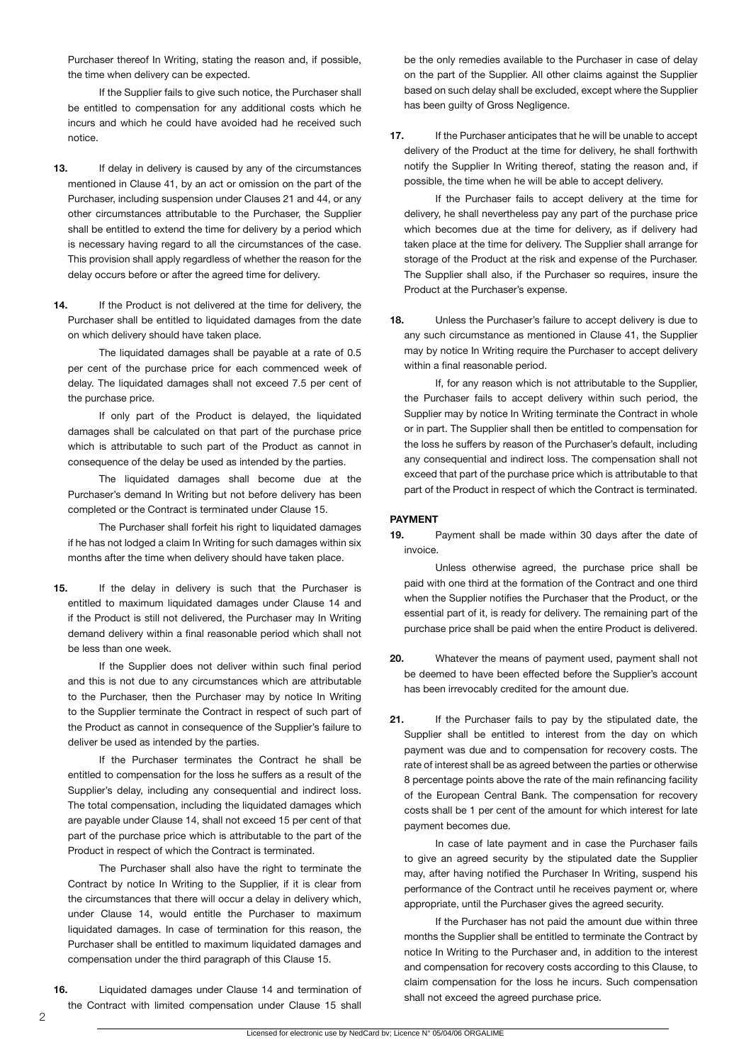Purchaser thereof In Writing, stating the reason and, if possible, the time when delivery can be expected.

If the Supplier fails to give such notice, the Purchaser shall be entitled to compensation for any additional costs which he incurs and which he could have avoided had he received such notice.

**13.** If delay in delivery is caused by any of the circumstances mentioned in Clause 41, by an act or omission on the part of the Purchaser, including suspension under Clauses 21 and 44, or any other circumstances attributable to the Purchaser, the Supplier shall be entitled to extend the time for delivery by a period which is necessary having regard to all the circumstances of the case. This provision shall apply regardless of whether the reason for the delay occurs before or after the agreed time for delivery.

**14.** If the Product is not delivered at the time for delivery, the Purchaser shall be entitled to liquidated damages from the date on which delivery should have taken place.

The liquidated damages shall be payable at a rate of 0.5 per cent of the purchase price for each commenced week of delay. The liquidated damages shall not exceed 7.5 per cent of the purchase price.

If only part of the Product is delayed, the liquidated damages shall be calculated on that part of the purchase price which is attributable to such part of the Product as cannot in consequence of the delay be used as intended by the parties.

The liquidated damages shall become due at the Purchaser's demand In Writing but not before delivery has been completed or the Contract is terminated under Clause 15.

The Purchaser shall forfeit his right to liquidated damages if he has not lodged a claim In Writing for such damages within six months after the time when delivery should have taken place.

**15.** If the delay in delivery is such that the Purchaser is entitled to maximum liquidated damages under Clause 14 and if the Product is still not delivered, the Purchaser may In Writing demand delivery within a final reasonable period which shall not be less than one week.

If the Supplier does not deliver within such final period and this is not due to any circumstances which are attributable to the Purchaser, then the Purchaser may by notice In Writing to the Supplier terminate the Contract in respect of such part of the Product as cannot in consequence of the Supplier's failure to deliver be used as intended by the parties.

If the Purchaser terminates the Contract he shall be entitled to compensation for the loss he suffers as a result of the Supplier's delay, including any consequential and indirect loss. The total compensation, including the liquidated damages which are payable under Clause 14, shall not exceed 15 per cent of that part of the purchase price which is attributable to the part of the Product in respect of which the Contract is terminated.

The Purchaser shall also have the right to terminate the Contract by notice In Writing to the Supplier, if it is clear from the circumstances that there will occur a delay in delivery which, under Clause 14, would entitle the Purchaser to maximum liquidated damages. In case of termination for this reason, the Purchaser shall be entitled to maximum liquidated damages and compensation under the third paragraph of this Clause 15.

**16.** Liquidated damages under Clause 14 and termination of the Contract with limited compensation under Clause 15 shall be the only remedies available to the Purchaser in case of delay on the part of the Supplier. All other claims against the Supplier based on such delay shall be excluded, except where the Supplier has been guilty of Gross Negligence.

**17.** If the Purchaser anticipates that he will be unable to accept delivery of the Product at the time for delivery, he shall forthwith notify the Supplier In Writing thereof, stating the reason and, if possible, the time when he will be able to accept delivery.

If the Purchaser fails to accept delivery at the time for delivery, he shall nevertheless pay any part of the purchase price which becomes due at the time for delivery, as if delivery had taken place at the time for delivery. The Supplier shall arrange for storage of the Product at the risk and expense of the Purchaser. The Supplier shall also, if the Purchaser so requires, insure the Product at the Purchaser's expense.

**18.** Unless the Purchaser's failure to accept delivery is due to any such circumstance as mentioned in Clause 41, the Supplier may by notice In Writing require the Purchaser to accept delivery within a final reasonable period.

If, for any reason which is not attributable to the Supplier, the Purchaser fails to accept delivery within such period, the Supplier may by notice In Writing terminate the Contract in whole or in part. The Supplier shall then be entitled to compensation for the loss he suffers by reason of the Purchaser's default, including any consequential and indirect loss. The compensation shall not exceed that part of the purchase price which is attributable to that part of the Product in respect of which the Contract is terminated.

### PAYMENT

**19.** Payment shall be made within 30 days after the date of invoice.

Unless otherwise agreed, the purchase price shall be paid with one third at the formation of the Contract and one third when the Supplier notifies the Purchaser that the Product, or the essential part of it, is ready for delivery. The remaining part of the purchase price shall be paid when the entire Product is delivered.

**20.** Whatever the means of payment used, payment shall not be deemed to have been effected before the Supplier's account has been irrevocably credited for the amount due.

**21.** If the Purchaser fails to pay by the stipulated date, the Supplier shall be entitled to interest from the day on which payment was due and to compensation for recovery costs. The rate of interest shall be as agreed between the parties or otherwise 8 percentage points above the rate of the main refinancing facility of the European Central Bank. The compensation for recovery costs shall be 1 per cent of the amount for which interest for late payment becomes due.

In case of late payment and in case the Purchaser fails to give an agreed security by the stipulated date the Supplier may, after having notified the Purchaser In Writing, suspend his performance of the Contract until he receives payment or, where appropriate, until the Purchaser gives the agreed security.

If the Purchaser has not paid the amount due within three months the Supplier shall be entitled to terminate the Contract by notice In Writing to the Purchaser and, in addition to the interest and compensation for recovery costs according to this Clause, to claim compensation for the loss he incurs. Such compensation shall not exceed the agreed purchase price.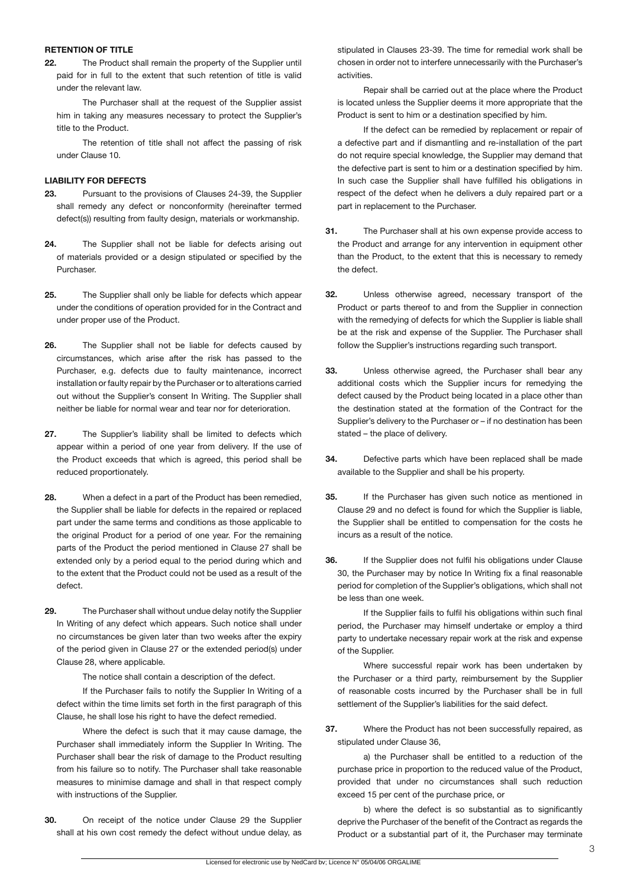## RETENTION OF TITLE

**22.** The Product shall remain the property of the Supplier until paid for in full to the extent that such retention of title is valid under the relevant law.

The Purchaser shall at the request of the Supplier assist him in taking any measures necessary to protect the Supplier's title to the Product.

The retention of title shall not affect the passing of risk under Clause 10.

## LIABILITY FOR DEFECTS

**23.** Pursuant to the provisions of Clauses 24-39, the Supplier shall remedy any defect or nonconformity (hereinafter termed defect(s)) resulting from faulty design, materials or workmanship.

**24.** The Supplier shall not be liable for defects arising out of materials provided or a design stipulated or specified by the Purchaser.

**25.** The Supplier shall only be liable for defects which appear under the conditions of operation provided for in the Contract and under proper use of the Product.

**26.** The Supplier shall not be liable for defects caused by circumstances, which arise after the risk has passed to the Purchaser, e.g. defects due to faulty maintenance, incorrect installation or faulty repair by the Purchaser or to alterations carried out without the Supplier's consent In Writing. The Supplier shall neither be liable for normal wear and tear nor for deterioration.

**27.** The Supplier's liability shall be limited to defects which appear within a period of one year from delivery. If the use of the Product exceeds that which is agreed, this period shall be reduced proportionately.

**28.** When a defect in a part of the Product has been remedied, the Supplier shall be liable for defects in the repaired or replaced part under the same terms and conditions as those applicable to the original Product for a period of one year. For the remaining parts of the Product the period mentioned in Clause 27 shall be extended only by a period equal to the period during which and to the extent that the Product could not be used as a result of the defect.

**29.** The Purchaser shall without undue delay notify the Supplier In Writing of any defect which appears. Such notice shall under no circumstances be given later than two weeks after the expiry of the period given in Clause 27 or the extended period(s) under Clause 28, where applicable.

The notice shall contain a description of the defect.

If the Purchaser fails to notify the Supplier In Writing of a defect within the time limits set forth in the first paragraph of this Clause, he shall lose his right to have the defect remedied.

Where the defect is such that it may cause damage, the Purchaser shall immediately inform the Supplier In Writing. The Purchaser shall bear the risk of damage to the Product resulting from his failure so to notify. The Purchaser shall take reasonable measures to minimise damage and shall in that respect comply with instructions of the Supplier.

**30.** On receipt of the notice under Clause 29 the Supplier shall at his own cost remedy the defect without undue delay, as stipulated in Clauses 23-39. The time for remedial work shall be chosen in order not to interfere unnecessarily with the Purchaser's activities.

Repair shall be carried out at the place where the Product is located unless the Supplier deems it more appropriate that the Product is sent to him or a destination specified by him.

If the defect can be remedied by replacement or repair of a defective part and if dismantling and re-installation of the part do not require special knowledge, the Supplier may demand that the defective part is sent to him or a destination specified by him. In such case the Supplier shall have fulfilled his obligations in respect of the defect when he delivers a duly repaired part or a part in replacement to the Purchaser.

**31.** The Purchaser shall at his own expense provide access to the Product and arrange for any intervention in equipment other than the Product, to the extent that this is necessary to remedy the defect.

**32.** Unless otherwise agreed, necessary transport of the Product or parts thereof to and from the Supplier in connection with the remedying of defects for which the Supplier is liable shall be at the risk and expense of the Supplier. The Purchaser shall follow the Supplier's instructions regarding such transport.

**33.** Unless otherwise agreed, the Purchaser shall bear any additional costs which the Supplier incurs for remedying the defect caused by the Product being located in a place other than the destination stated at the formation of the Contract for the Supplier's delivery to the Purchaser or – if no destination has been stated – the place of delivery.

**34.** Defective parts which have been replaced shall be made available to the Supplier and shall be his property.

**35.** If the Purchaser has given such notice as mentioned in Clause 29 and no defect is found for which the Supplier is liable, the Supplier shall be entitled to compensation for the costs he incurs as a result of the notice.

**36.** If the Supplier does not fulfil his obligations under Clause 30, the Purchaser may by notice In Writing fix a final reasonable period for completion of the Supplier's obligations, which shall not be less than one week.

If the Supplier fails to fulfil his obligations within such final period, the Purchaser may himself undertake or employ a third party to undertake necessary repair work at the risk and expense of the Supplier.

Where successful repair work has been undertaken by the Purchaser or a third party, reimbursement by the Supplier of reasonable costs incurred by the Purchaser shall be in full settlement of the Supplier's liabilities for the said defect.

**37.** Where the Product has not been successfully repaired, as stipulated under Clause 36,

a) the Purchaser shall be entitled to a reduction of the purchase price in proportion to the reduced value of the Product, provided that under no circumstances shall such reduction exceed 15 per cent of the purchase price, or

b) where the defect is so substantial as to significantly deprive the Purchaser of the benefit of the Contract as regards the Product or a substantial part of it, the Purchaser may terminate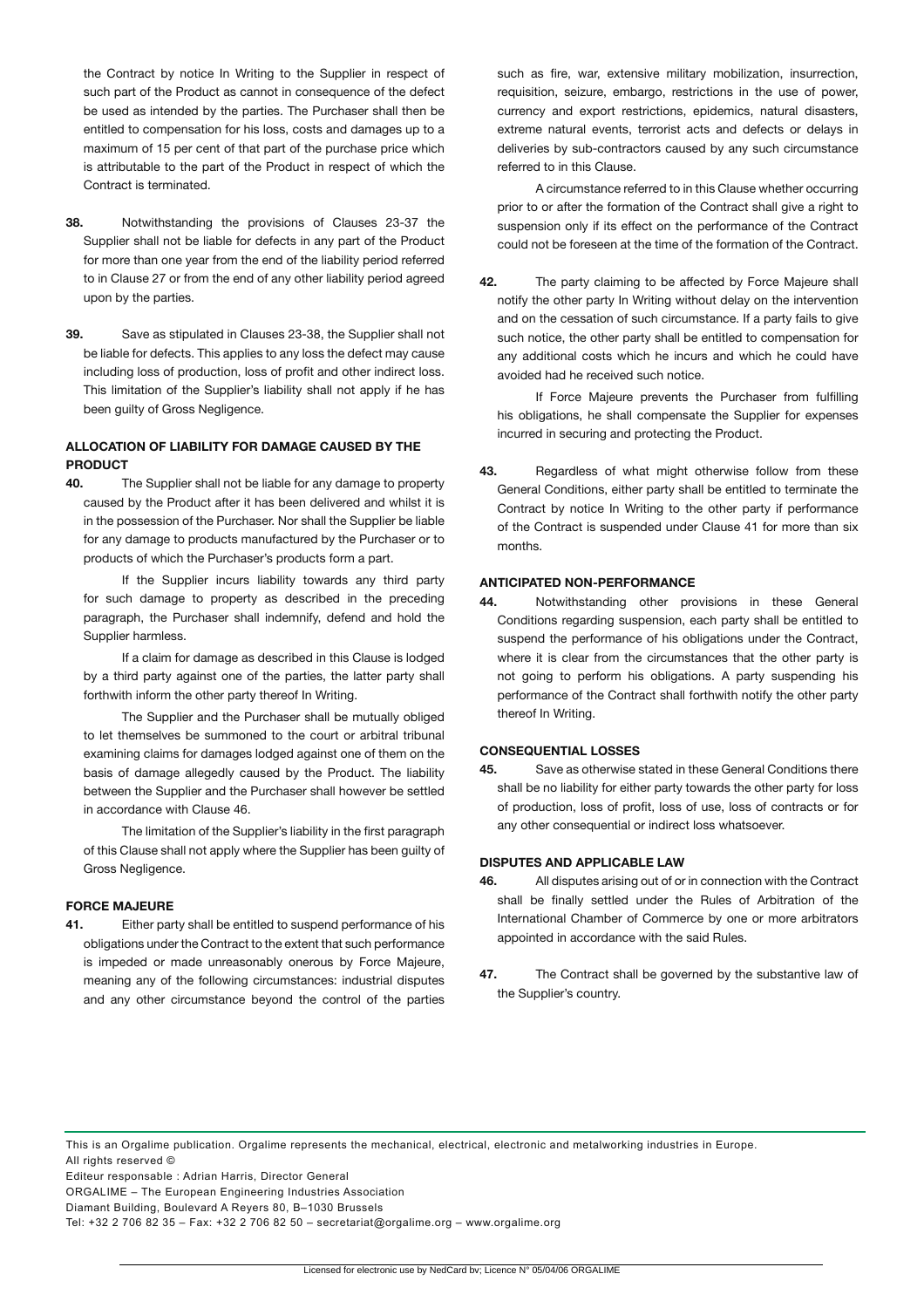the Contract by notice In Writing to the Supplier in respect of such part of the Product as cannot in consequence of the defect be used as intended by the parties. The Purchaser shall then be entitled to compensation for his loss, costs and damages up to a maximum of 15 per cent of that part of the purchase price which is attributable to the part of the Product in respect of which the Contract is terminated.

**38.** Notwithstanding the provisions of Clauses 23-37 the Supplier shall not be liable for defects in any part of the Product for more than one year from the end of the liability period referred to in Clause 27 or from the end of any other liability period agreed upon by the parties.

**39.** Save as stipulated in Clauses 23-38, the Supplier shall not be liable for defects. This applies to any loss the defect may cause including loss of production, loss of profit and other indirect loss. This limitation of the Supplier's liability shall not apply if he has been guilty of Gross Negligence.

### ALLOCATION OF LIABILITY FOR DAMAGE CAUSED BY THE PRODUCT

**40.** The Supplier shall not be liable for any damage to property caused by the Product after it has been delivered and whilst it is in the possession of the Purchaser. Nor shall the Supplier be liable for any damage to products manufactured by the Purchaser or to products of which the Purchaser's products form a part.

If the Supplier incurs liability towards any third party for such damage to property as described in the preceding paragraph, the Purchaser shall indemnify, defend and hold the Supplier harmless.

If a claim for damage as described in this Clause is lodged by a third party against one of the parties, the latter party shall forthwith inform the other party thereof In Writing.

The Supplier and the Purchaser shall be mutually obliged to let themselves be summoned to the court or arbitral tribunal examining claims for damages lodged against one of them on the basis of damage allegedly caused by the Product. The liability between the Supplier and the Purchaser shall however be settled in accordance with Clause 46.

The limitation of the Supplier's liability in the first paragraph of this Clause shall not apply where the Supplier has been guilty of Gross Negligence.

### FORCE MAJEURE

**41.** Either party shall be entitled to suspend performance of his obligations under the Contract to the extent that such performance is impeded or made unreasonably onerous by Force Majeure, meaning any of the following circumstances: industrial disputes and any other circumstance beyond the control of the parties such as fire, war, extensive military mobilization, insurrection, requisition, seizure, embargo, restrictions in the use of power, currency and export restrictions, epidemics, natural disasters, extreme natural events, terrorist acts and defects or delays in deliveries by sub-contractors caused by any such circumstance referred to in this Clause.

A circumstance referred to in this Clause whether occurring prior to or after the formation of the Contract shall give a right to suspension only if its effect on the performance of the Contract could not be foreseen at the time of the formation of the Contract.

**42.** The party claiming to be affected by Force Majeure shall notify the other party In Writing without delay on the intervention and on the cessation of such circumstance. If a party fails to give such notice, the other party shall be entitled to compensation for any additional costs which he incurs and which he could have avoided had he received such notice.

If Force Majeure prevents the Purchaser from fulfilling his obligations, he shall compensate the Supplier for expenses incurred in securing and protecting the Product.

**43.** Regardless of what might otherwise follow from these General Conditions, either party shall be entitled to terminate the Contract by notice In Writing to the other party if performance of the Contract is suspended under Clause 41 for more than six months.

### ANTICIPATED NON-PERFORMANCE

**44.** Notwithstanding other provisions in these General Conditions regarding suspension, each party shall be entitled to suspend the performance of his obligations under the Contract, where it is clear from the circumstances that the other party is not going to perform his obligations. A party suspending his performance of the Contract shall forthwith notify the other party thereof In Writing.

### CONSEQUENTIAL LOSSES

**45.** Save as otherwise stated in these General Conditions there shall be no liability for either party towards the other party for loss of production, loss of profit, loss of use, loss of contracts or for any other consequential or indirect loss whatsoever.

### DISPUTES AND APPLICABLE LAW

**46.** All disputes arising out of or in connection with the Contract shall be finally settled under the Rules of Arbitration of the International Chamber of Commerce by one or more arbitrators appointed in accordance with the said Rules.

**47.** The Contract shall be governed by the substantive law of the Supplier's country.

---

This is an Orgalime publication. Orgalime represents the mechanical, electrical, electronic and metalworking industries in Europe.
All rights reserved ©
Editeur responsable : Adrian Harris, Director General
ORGALIME – The European Engineering Industries Association
Diamant Building, Boulevard A Reyers 80, B–1030 Brussels
Tel: +32 2 706 82 35 – Fax: +32 2 706 82 50 – secretariat@orgalime.org – www.orgalime.org

Licensed for electronic use by NedCard bv; Licence N° 05/04/06 ORGALIME